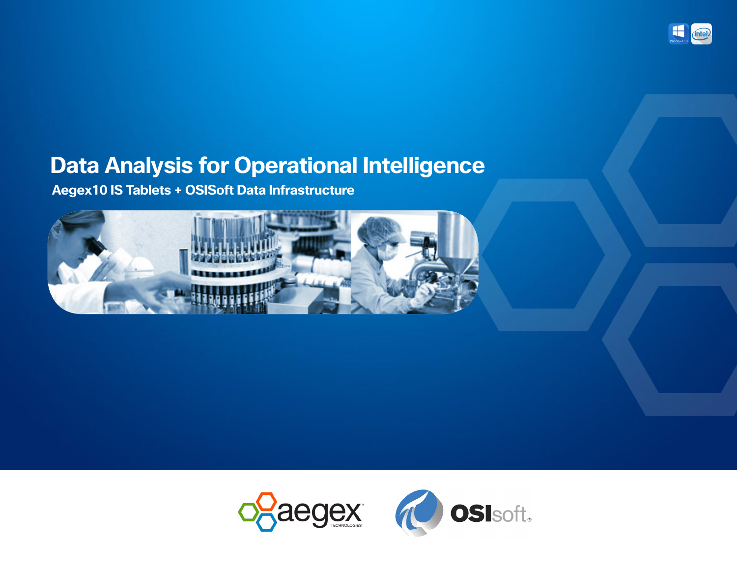# Data Analysis for Operational Intelligence

## Aegex10 IS Tablets + OSISoft Data Infrastructure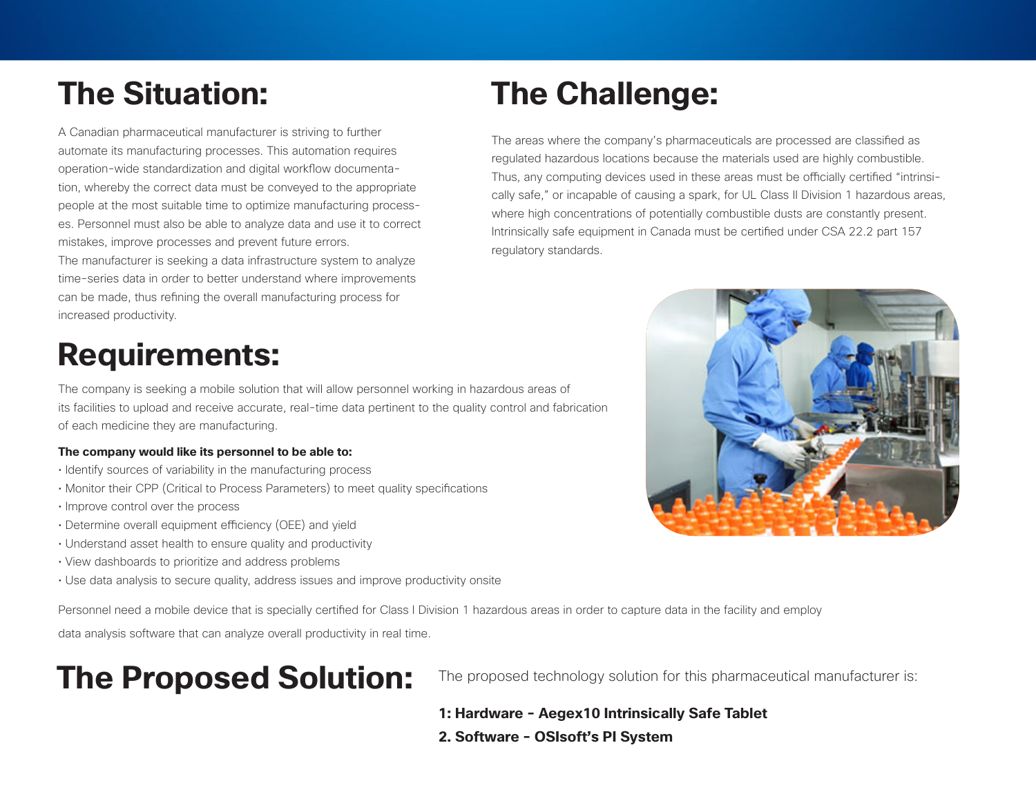## The Situation:

A Canadian pharmaceutical manufacturer is striving to further automate its manufacturing processes. This automation requires operation-wide standardization and digital workflow documentation, whereby the correct data must be conveyed to the appropriate people at the most suitable time to optimize manufacturing processes. Personnel must also be able to analyze data and use it to correct mistakes, improve processes and prevent future errors.

The manufacturer is seeking a data infrastructure system to analyze time-series data in order to better understand where improvements can be made, thus refining the overall manufacturing process for increased productivity.

## The Challenge:

The areas where the company's pharmaceuticals are processed are classified as regulated hazardous locations because the materials used are highly combustible. Thus, any computing devices used in these areas must be officially certified "intrinsically safe," or incapable of causing a spark, for UL Class II Division 1 hazardous areas, where high concentrations of potentially combustible dusts are constantly present. Intrinsically safe equipment in Canada must be certified under CSA 22.2 part 157 regulatory standards.

## Requirements:

The company is seeking a mobile solution that will allow personnel working in hazardous areas of its facilities to upload and receive accurate, real-time data pertinent to the quality control and fabrication of each medicine they are manufacturing.

**The company would like its personnel to be able to:**

- Identify sources of variability in the manufacturing process
- Monitor their CPP (Critical to Process Parameters) to meet quality specifications
- Improve control over the process
- Determine overall equipment efficiency (OEE) and yield
- Understand asset health to ensure quality and productivity
- View dashboards to prioritize and address problems
- Use data analysis to secure quality, address issues and improve productivity onsite

Personnel need a mobile device that is specially certified for Class I Division 1 hazardous areas in order to capture data in the facility and employ data analysis software that can analyze overall productivity in real time.

## The Proposed Solution:

The proposed technology solution for this pharmaceutical manufacturer is:

**1: Hardware - Aegex10 Intrinsically Safe Tablet**

**2. Software - OSIsoft's PI System**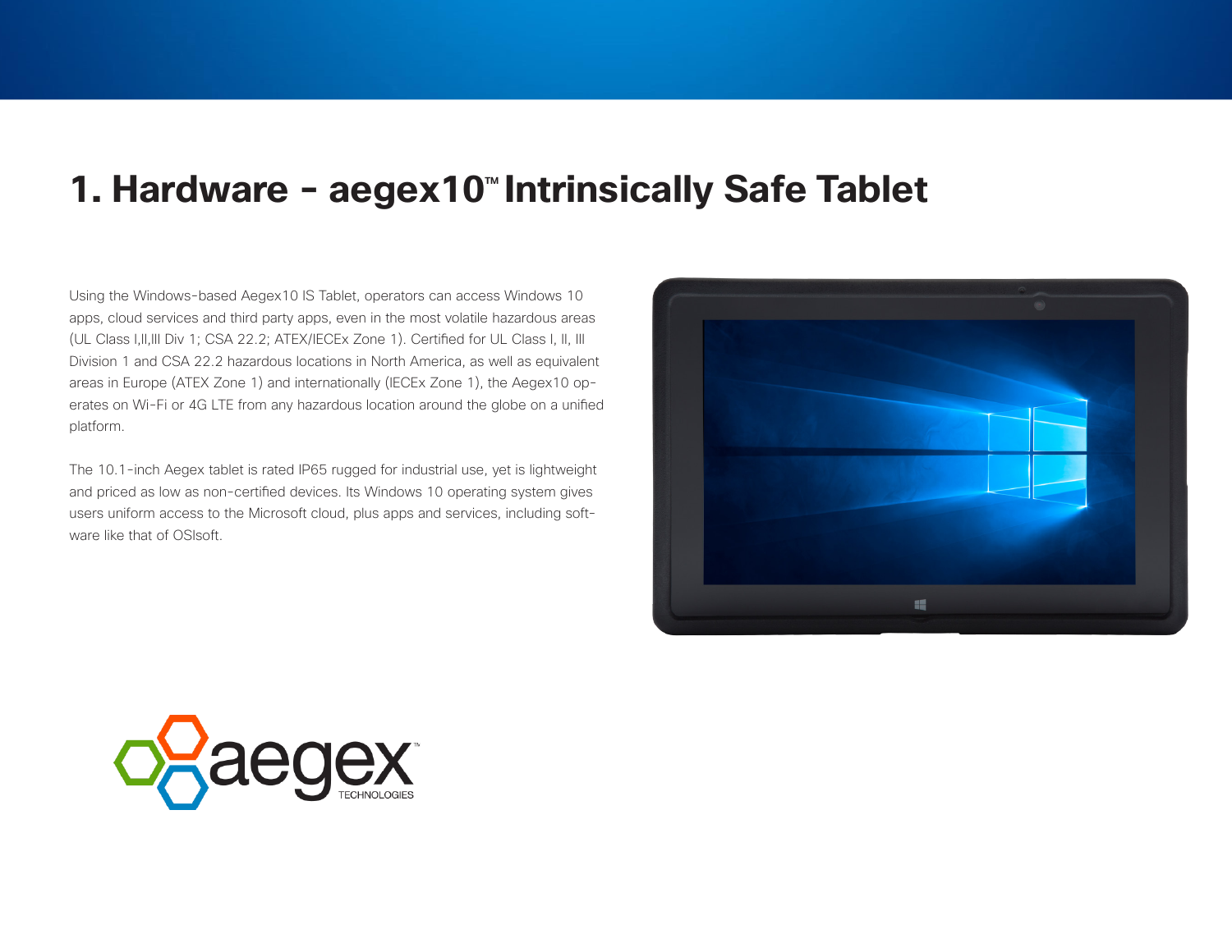# 1. Hardware - aegex10™ Intrinsically Safe Tablet

Using the Windows-based Aegex10 IS Tablet, operators can access Windows 10 apps, cloud services and third party apps, even in the most volatile hazardous areas (UL Class I,II,III Div 1; CSA 22.2; ATEX/IECEx Zone 1). Certified for UL Class I, II, III Division 1 and CSA 22.2 hazardous locations in North America, as well as equivalent areas in Europe (ATEX Zone 1) and internationally (IECEx Zone 1), the Aegex10 operates on Wi-Fi or 4G LTE from any hazardous location around the globe on a unified platform.

The 10.1-inch Aegex tablet is rated IP65 rugged for industrial use, yet is lightweight and priced as low as non-certified devices. Its Windows 10 operating system gives users uniform access to the Microsoft cloud, plus apps and services, including software like that of OSIsoft.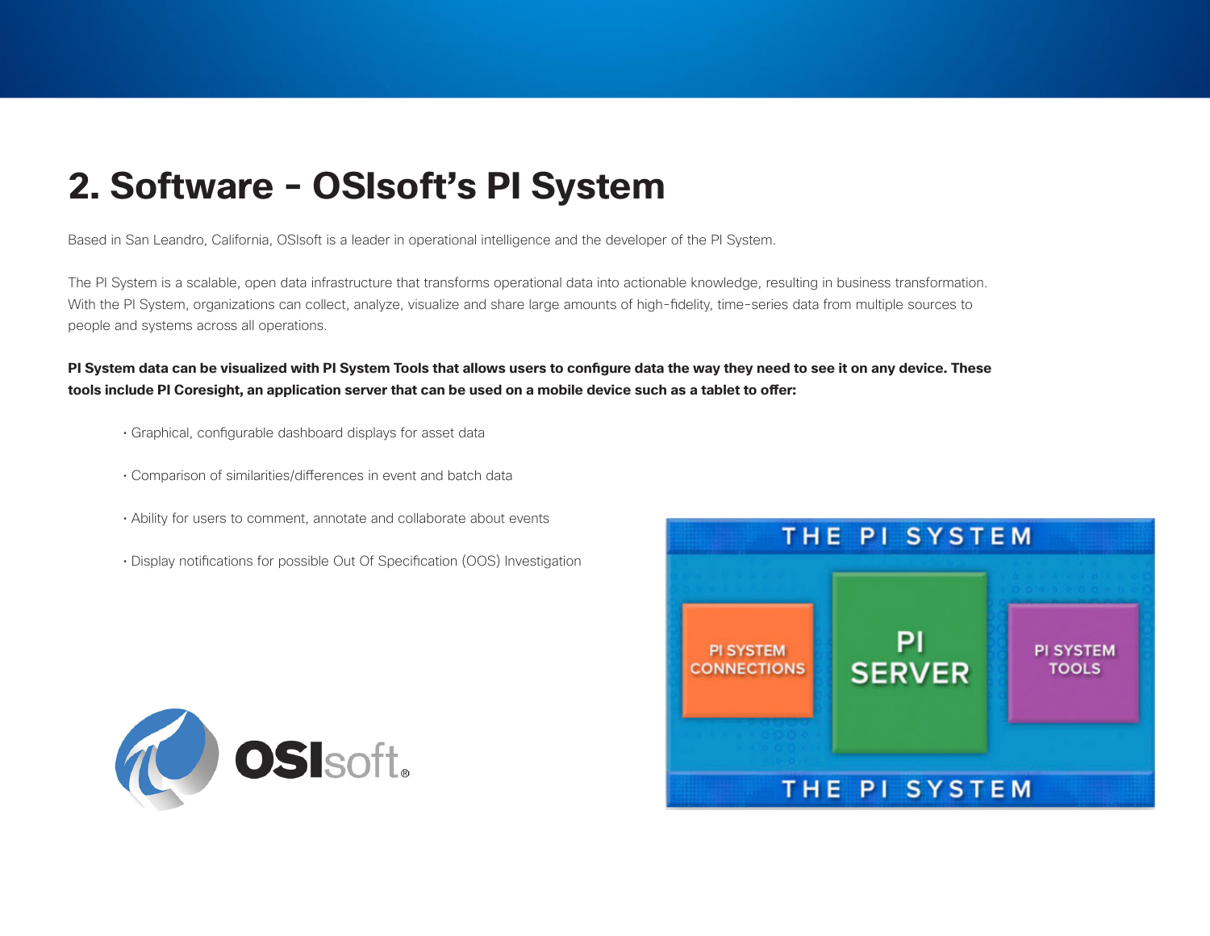## 2. Software - OSIsoft's PI System

Based in San Leandro, California, OSIsoft is a leader in operational intelligence and the developer of the PI System.

The PI System is a scalable, open data infrastructure that transforms operational data into actionable knowledge, resulting in business transformation. With the PI System, organizations can collect, analyze, visualize and share large amounts of high-fidelity, time-series data from multiple sources to people and systems across all operations.

**PI System data can be visualized with PI System Tools that allows users to configure data the way they need to see it on any device. These tools include PI Coresight, an application server that can be used on a mobile device such as a tablet to offer:**

- Graphical, configurable dashboard displays for asset data
- Comparison of similarities/differences in event and batch data
- Ability for users to comment, annotate and collaborate about events
- Display notifications for possible Out Of Specification (OOS) Investigation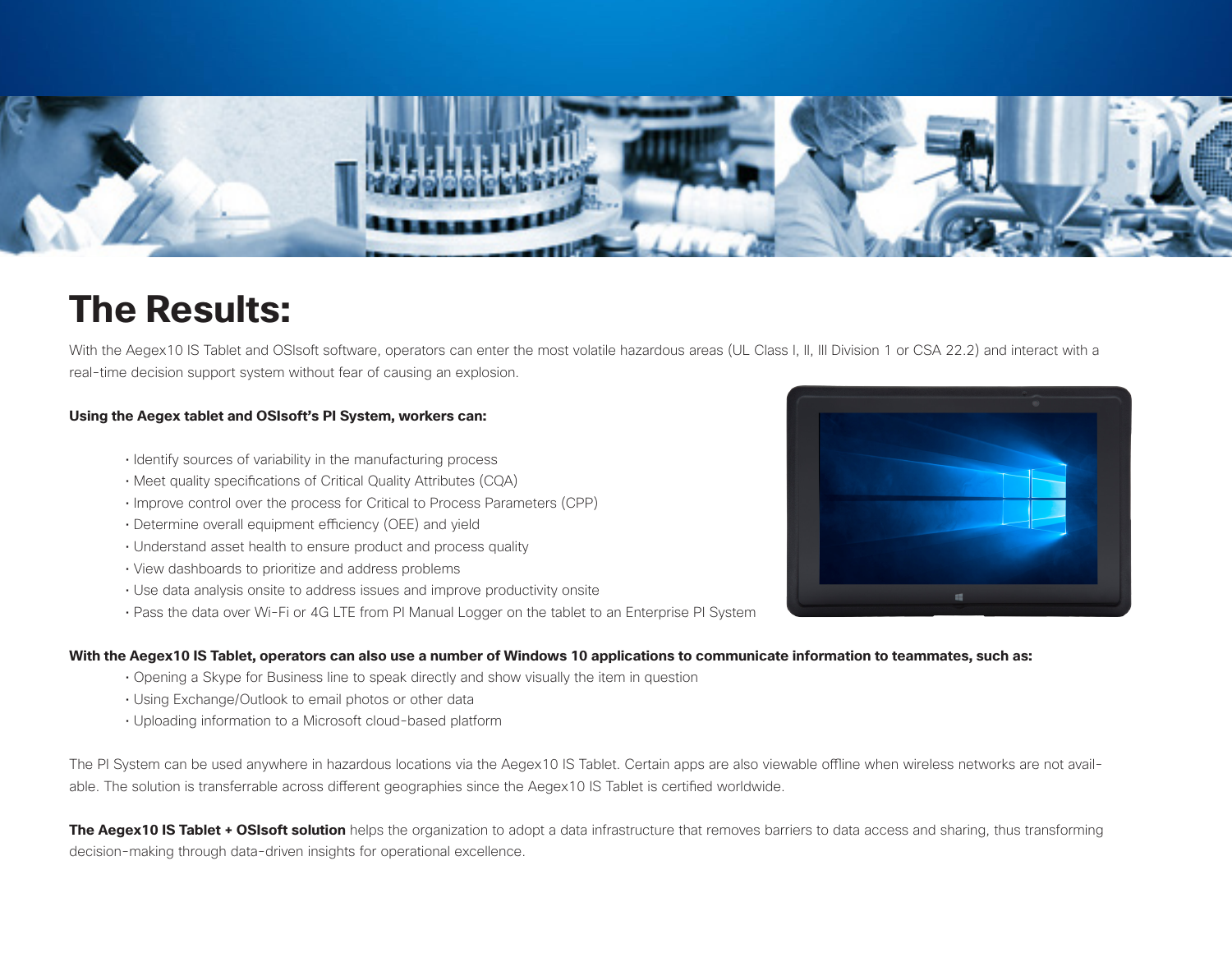# The Results:

With the Aegex10 IS Tablet and OSIsoft software, operators can enter the most volatile hazardous areas (UL Class I, II, III Division 1 or CSA 22.2) and interact with a real-time decision support system without fear of causing an explosion.

**Using the Aegex tablet and OSIsoft's PI System, workers can:**

- Identify sources of variability in the manufacturing process
- Meet quality specifications of Critical Quality Attributes (CQA)
- Improve control over the process for Critical to Process Parameters (CPP)
- Determine overall equipment efficiency (OEE) and yield
- Understand asset health to ensure product and process quality
- View dashboards to prioritize and address problems
- Use data analysis onsite to address issues and improve productivity onsite
- Pass the data over Wi-Fi or 4G LTE from PI Manual Logger on the tablet to an Enterprise PI System

**With the Aegex10 IS Tablet, operators can also use a number of Windows 10 applications to communicate information to teammates, such as:**

- Opening a Skype for Business line to speak directly and show visually the item in question
- Using Exchange/Outlook to email photos or other data
- Uploading information to a Microsoft cloud-based platform

The PI System can be used anywhere in hazardous locations via the Aegex10 IS Tablet. Certain apps are also viewable offline when wireless networks are not available. The solution is transferrable across different geographies since the Aegex10 IS Tablet is certified worldwide.

**The Aegex10 IS Tablet + OSIsoft solution** helps the organization to adopt a data infrastructure that removes barriers to data access and sharing, thus transforming decision-making through data-driven insights for operational excellence.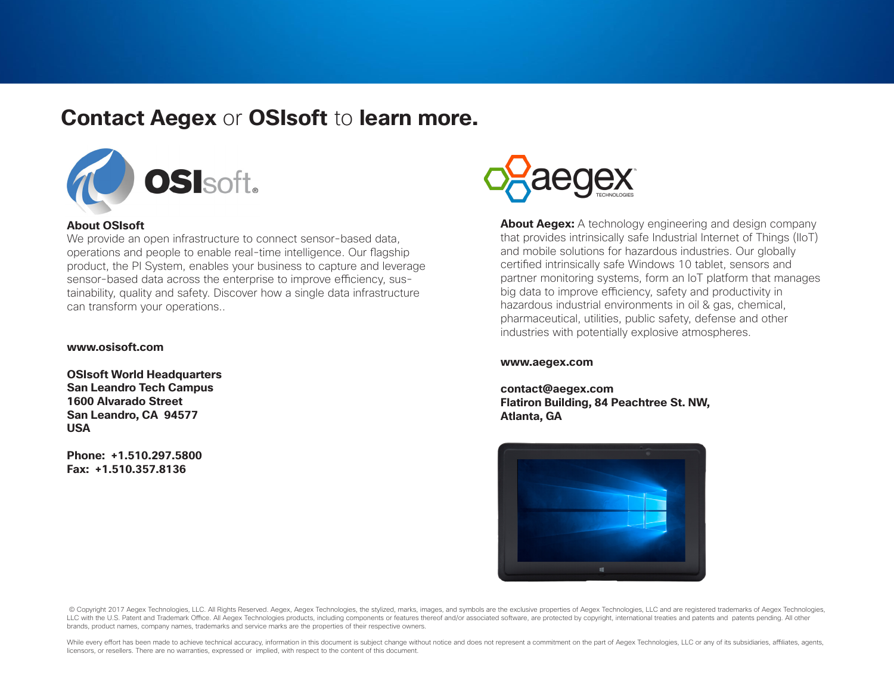# Contact Aegex or OSIsoft to learn more.

**About OSIsoft**

We provide an open infrastructure to connect sensor-based data, operations and people to enable real-time intelligence. Our flagship product, the PI System, enables your business to capture and leverage sensor-based data across the enterprise to improve efficiency, sustainability, quality and safety. Discover how a single data infrastructure can transform your operations..

**www.osisoft.com**

**OSIsoft World Headquarters**
**San Leandro Tech Campus**
**1600 Alvarado Street**
**San Leandro, CA 94577**
**USA**

**Phone: +1.510.297.5800**
**Fax: +1.510.357.8136**

**About Aegex:** A technology engineering and design company that provides intrinsically safe Industrial Internet of Things (IIoT) and mobile solutions for hazardous industries. Our globally certified intrinsically safe Windows 10 tablet, sensors and partner monitoring systems, form an IoT platform that manages big data to improve efficiency, safety and productivity in hazardous industrial environments in oil & gas, chemical, pharmaceutical, utilities, public safety, defense and other industries with potentially explosive atmospheres.

**www.aegex.com**

**contact@aegex.com**
**Flatiron Building, 84 Peachtree St. NW,**
**Atlanta, GA**

© Copyright 2017 Aegex Technologies, LLC. All Rights Reserved. Aegex, Aegex Technologies, the stylized, marks, images, and symbols are the exclusive properties of Aegex Technologies, LLC and are registered trademarks of Aegex Technologies, LLC with the U.S. Patent and Trademark Office. All Aegex Technologies products, including components or features thereof and/or associated software, are protected by copyright, international treaties and patents and patents pending. All other brands, product names, company names, trademarks and service marks are the properties of their respective owners.

While every effort has been made to achieve technical accuracy, information in this document is subject change without notice and does not represent a commitment on the part of Aegex Technologies, LLC or any of its subsidiaries, affiliates, agents, licensors, or resellers. There are no warranties, expressed or implied, with respect to the content of this document.